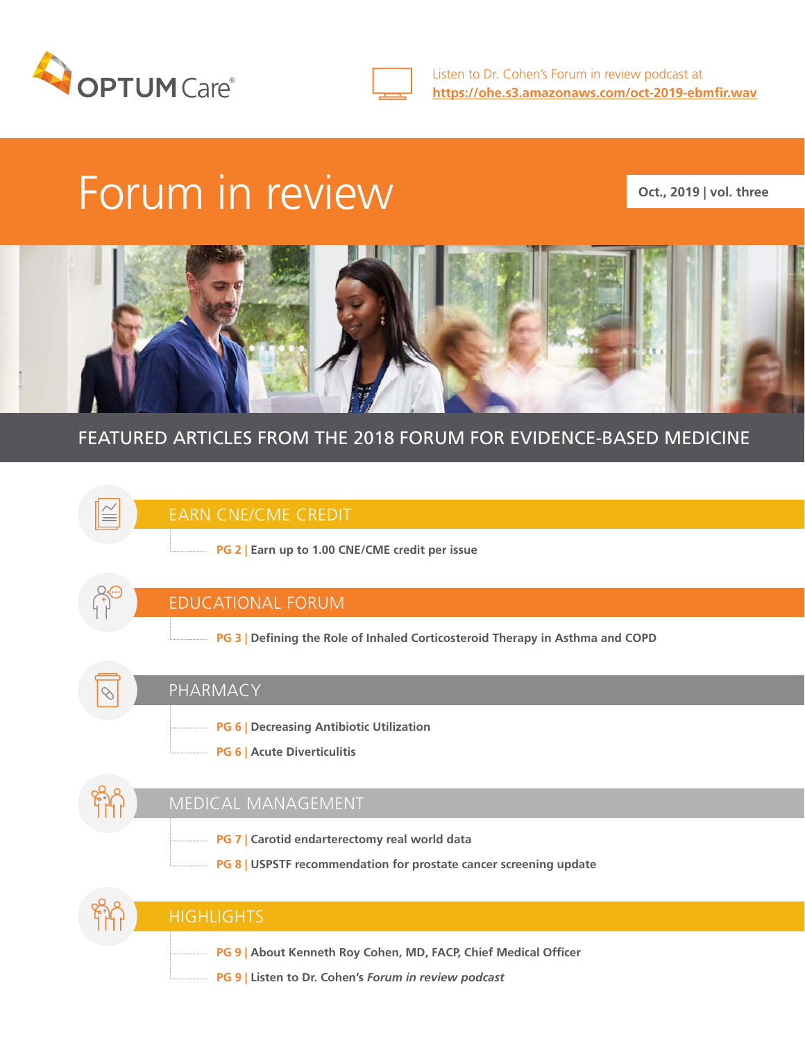OPTUM Care®

Listen to Dr. Cohen's Forum in review podcast at
**https://ohe.s3.amazonaws.com/oct-2019-ebmfir.wav**

# Forum in review

Oct., 2019 | vol. three

## FEATURED ARTICLES FROM THE 2018 FORUM FOR EVIDENCE-BASED MEDICINE

### EARN CNE/CME CREDIT

- **PG 2 | Earn up to 1.00 CNE/CME credit per issue**

### EDUCATIONAL FORUM

- **PG 3 | Defining the Role of Inhaled Corticosteroid Therapy in Asthma and COPD**

### PHARMACY

- **PG 6 | Decreasing Antibiotic Utilization**
- **PG 6 | Acute Diverticulitis**

### MEDICAL MANAGEMENT

- **PG 7 | Carotid endarterectomy real world data**
- **PG 8 | USPSTF recommendation for prostate cancer screening update**

### HIGHLIGHTS

- **PG 9 | About Kenneth Roy Cohen, MD, FACP, Chief Medical Officer**
- **PG 9 | Listen to Dr. Cohen's *Forum in review podcast***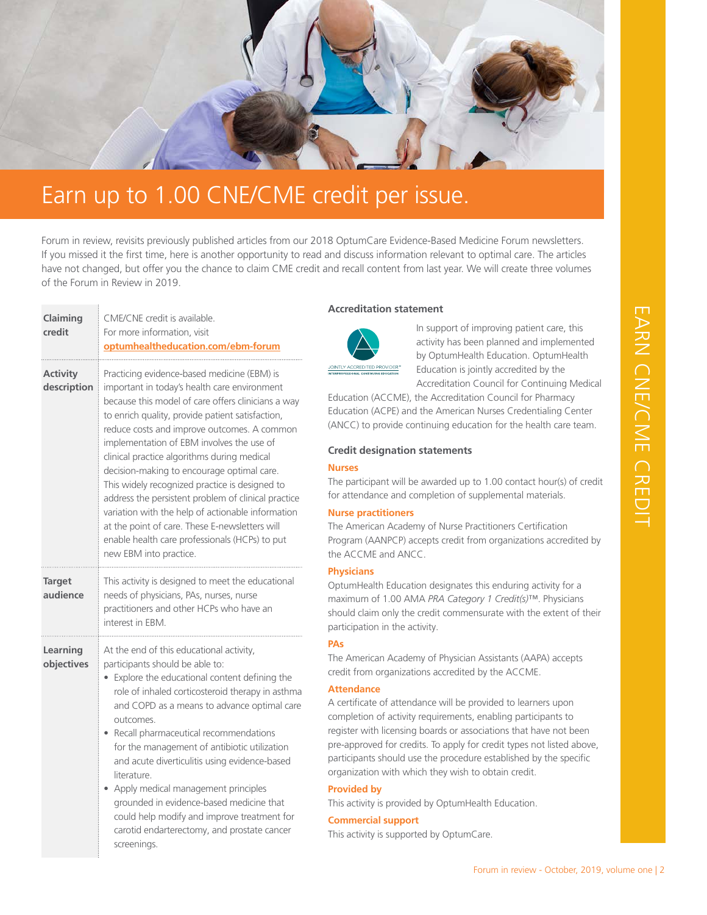# Earn up to 1.00 CNE/CME credit per issue.

Forum in review, revisits previously published articles from our 2018 OptumCare Evidence-Based Medicine Forum newsletters. If you missed it the first time, here is another opportunity to read and discuss information relevant to optimal care. The articles have not changed, but offer you the chance to claim CME credit and recall content from last year. We will create three volumes of the Forum in Review in 2019.

| | |
|---|---|
| **Claiming credit** | CME/CNE credit is available. For more information, visit **optumhealtheducation.com/ebm-forum** |
| **Activity description** | Practicing evidence-based medicine (EBM) is important in today's health care environment because this model of care offers clinicians a way to enrich quality, provide patient satisfaction, reduce costs and improve outcomes. A common implementation of EBM involves the use of clinical practice algorithms during medical decision-making to encourage optimal care. This widely recognized practice is designed to address the persistent problem of clinical practice variation with the help of actionable information at the point of care. These E-newsletters will enable health care professionals (HCPs) to put new EBM into practice. |
| **Target audience** | This activity is designed to meet the educational needs of physicians, PAs, nurses, nurse practitioners and other HCPs who have an interest in EBM. |
| **Learning objectives** | At the end of this educational activity, participants should be able to: <br>• Explore the educational content defining the role of inhaled corticosteroid therapy in asthma and COPD as a means to advance optimal care outcomes. <br>• Recall pharmaceutical recommendations for the management of antibiotic utilization and acute diverticulitis using evidence-based literature. <br>• Apply medical management principles grounded in evidence-based medicine that could help modify and improve treatment for carotid endarterectomy, and prostate cancer screenings. |

### Accreditation statement

JOINTLY ACCREDITED PROVIDER™ INTERPROFESSIONAL CONTINUING EDUCATION

In support of improving patient care, this activity has been planned and implemented by OptumHealth Education. OptumHealth Education is jointly accredited by the Accreditation Council for Continuing Medical Education (ACCME), the Accreditation Council for Pharmacy Education (ACPE) and the American Nurses Credentialing Center (ANCC) to provide continuing education for the health care team.

### Credit designation statements

**Nurses**

The participant will be awarded up to 1.00 contact hour(s) of credit for attendance and completion of supplemental materials.

**Nurse practitioners**

The American Academy of Nurse Practitioners Certification Program (AANPCP) accepts credit from organizations accredited by the ACCME and ANCC.

**Physicians**

OptumHealth Education designates this enduring activity for a maximum of 1.00 AMA *PRA Category 1 Credit(s)*™. Physicians should claim only the credit commensurate with the extent of their participation in the activity.

**PAs**

The American Academy of Physician Assistants (AAPA) accepts credit from organizations accredited by the ACCME.

**Attendance**

A certificate of attendance will be provided to learners upon completion of activity requirements, enabling participants to register with licensing boards or associations that have not been pre-approved for credits. To apply for credit types not listed above, participants should use the procedure established by the specific organization with which they wish to obtain credit.

**Provided by**

This activity is provided by OptumHealth Education.

**Commercial support**

This activity is supported by OptumCare.

EARN CNE/CME CREDIT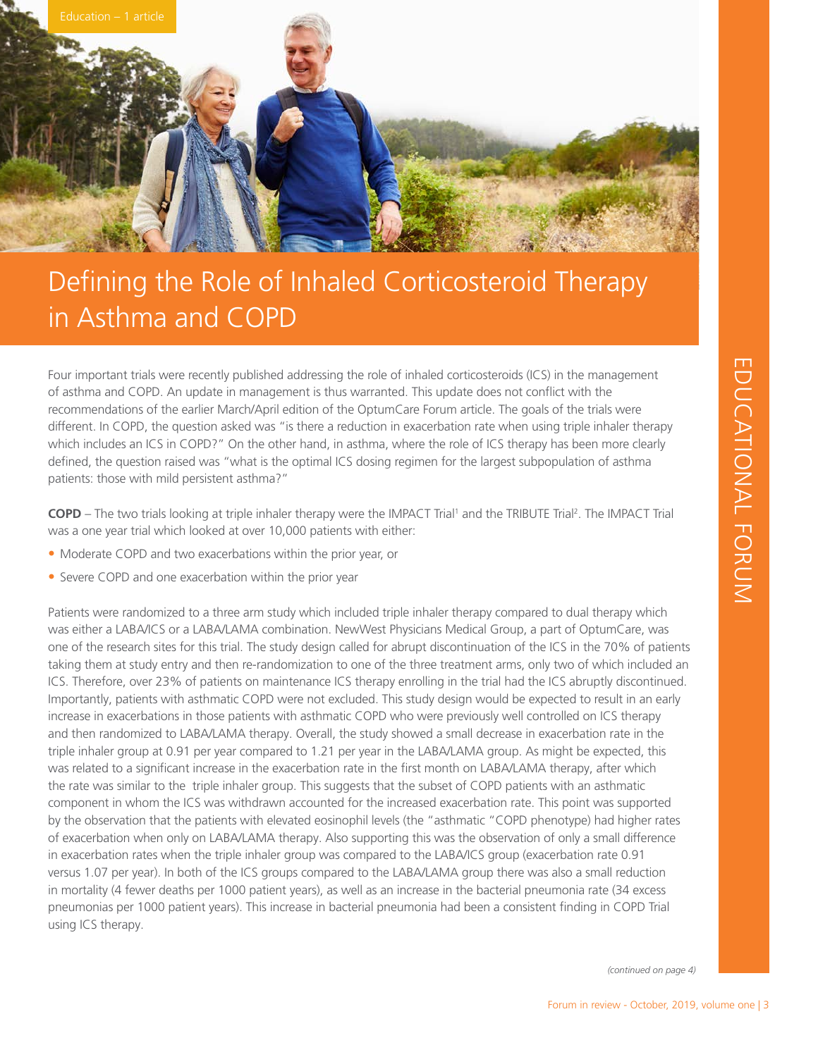Education – 1 article

# Defining the Role of Inhaled Corticosteroid Therapy in Asthma and COPD

Four important trials were recently published addressing the role of inhaled corticosteroids (ICS) in the management of asthma and COPD. An update in management is thus warranted. This update does not conflict with the recommendations of the earlier March/April edition of the OptumCare Forum article. The goals of the trials were different. In COPD, the question asked was "is there a reduction in exacerbation rate when using triple inhaler therapy which includes an ICS in COPD?" On the other hand, in asthma, where the role of ICS therapy has been more clearly defined, the question raised was "what is the optimal ICS dosing regimen for the largest subpopulation of asthma patients: those with mild persistent asthma?"

**COPD** – The two trials looking at triple inhaler therapy were the IMPACT Trial[1] and the TRIBUTE Trial[2]. The IMPACT Trial was a one year trial which looked at over 10,000 patients with either:

- Moderate COPD and two exacerbations within the prior year, or
- Severe COPD and one exacerbation within the prior year

Patients were randomized to a three arm study which included triple inhaler therapy compared to dual therapy which was either a LABA/ICS or a LABA/LAMA combination. NewWest Physicians Medical Group, a part of OptumCare, was one of the research sites for this trial. The study design called for abrupt discontinuation of the ICS in the 70% of patients taking them at study entry and then re-randomization to one of the three treatment arms, only two of which included an ICS. Therefore, over 23% of patients on maintenance ICS therapy enrolling in the trial had the ICS abruptly discontinued. Importantly, patients with asthmatic COPD were not excluded. This study design would be expected to result in an early increase in exacerbations in those patients with asthmatic COPD who were previously well controlled on ICS therapy and then randomized to LABA/LAMA therapy. Overall, the study showed a small decrease in exacerbation rate in the triple inhaler group at 0.91 per year compared to 1.21 per year in the LABA/LAMA group. As might be expected, this was related to a significant increase in the exacerbation rate in the first month on LABA/LAMA therapy, after which the rate was similar to the triple inhaler group. This suggests that the subset of COPD patients with an asthmatic component in whom the ICS was withdrawn accounted for the increased exacerbation rate. This point was supported by the observation that the patients with elevated eosinophil levels (the "asthmatic "COPD phenotype) had higher rates of exacerbation when only on LABA/LAMA therapy. Also supporting this was the observation of only a small difference in exacerbation rates when the triple inhaler group was compared to the LABA/ICS group (exacerbation rate 0.91 versus 1.07 per year). In both of the ICS groups compared to the LABA/LAMA group there was also a small reduction in mortality (4 fewer deaths per 1000 patient years), as well as an increase in the bacterial pneumonia rate (34 excess pneumonias per 1000 patient years). This increase in bacterial pneumonia had been a consistent finding in COPD Trial using ICS therapy.

*(continued on page 4)*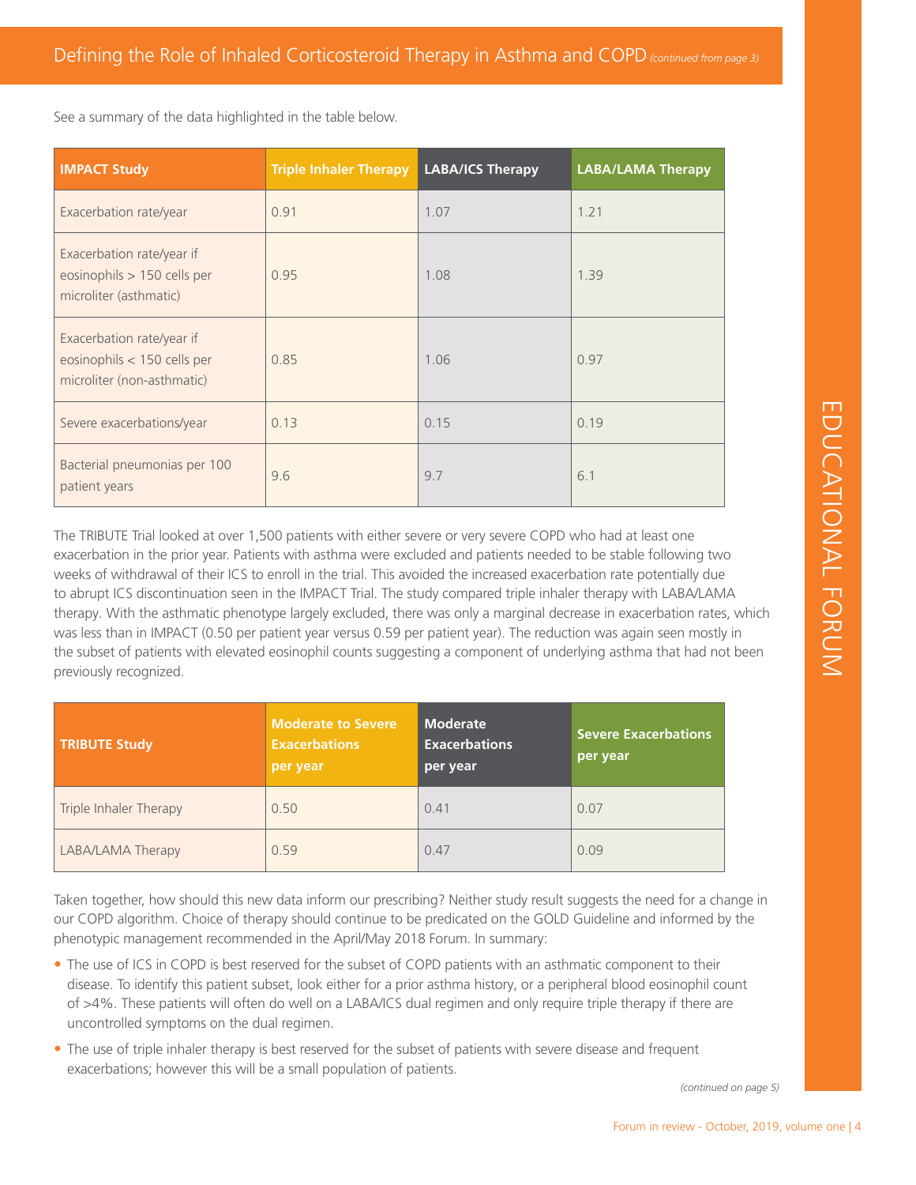## Defining the Role of Inhaled Corticosteroid Therapy in Asthma and COPD *(continued from page 3)*

See a summary of the data highlighted in the table below.

| IMPACT Study | Triple Inhaler Therapy | LABA/ICS Therapy | LABA/LAMA Therapy |
|---|---|---|---|
| Exacerbation rate/year | 0.91 | 1.07 | 1.21 |
| Exacerbation rate/year if eosinophils > 150 cells per microliter (asthmatic) | 0.95 | 1.08 | 1.39 |
| Exacerbation rate/year if eosinophils < 150 cells per microliter (non-asthmatic) | 0.85 | 1.06 | 0.97 |
| Severe exacerbations/year | 0.13 | 0.15 | 0.19 |
| Bacterial pneumonias per 100 patient years | 9.6 | 9.7 | 6.1 |

The TRIBUTE Trial looked at over 1,500 patients with either severe or very severe COPD who had at least one exacerbation in the prior year. Patients with asthma were excluded and patients needed to be stable following two weeks of withdrawal of their ICS to enroll in the trial. This avoided the increased exacerbation rate potentially due to abrupt ICS discontinuation seen in the IMPACT Trial. The study compared triple inhaler therapy with LABA/LAMA therapy. With the asthmatic phenotype largely excluded, there was only a marginal decrease in exacerbation rates, which was less than in IMPACT (0.50 per patient year versus 0.59 per patient year). The reduction was again seen mostly in the subset of patients with elevated eosinophil counts suggesting a component of underlying asthma that had not been previously recognized.

| TRIBUTE Study | Moderate to Severe Exacerbations per year | Moderate Exacerbations per year | Severe Exacerbations per year |
|---|---|---|---|
| Triple Inhaler Therapy | 0.50 | 0.41 | 0.07 |
| LABA/LAMA Therapy | 0.59 | 0.47 | 0.09 |

Taken together, how should this new data inform our prescribing? Neither study result suggests the need for a change in our COPD algorithm. Choice of therapy should continue to be predicated on the GOLD Guideline and informed by the phenotypic management recommended in the April/May 2018 Forum. In summary:

- The use of ICS in COPD is best reserved for the subset of COPD patients with an asthmatic component to their disease. To identify this patient subset, look either for a prior asthma history, or a peripheral blood eosinophil count of >4%. These patients will often do well on a LABA/ICS dual regimen and only require triple therapy if there are uncontrolled symptoms on the dual regimen.
- The use of triple inhaler therapy is best reserved for the subset of patients with severe disease and frequent exacerbations; however this will be a small population of patients.

*(continued on page 5)*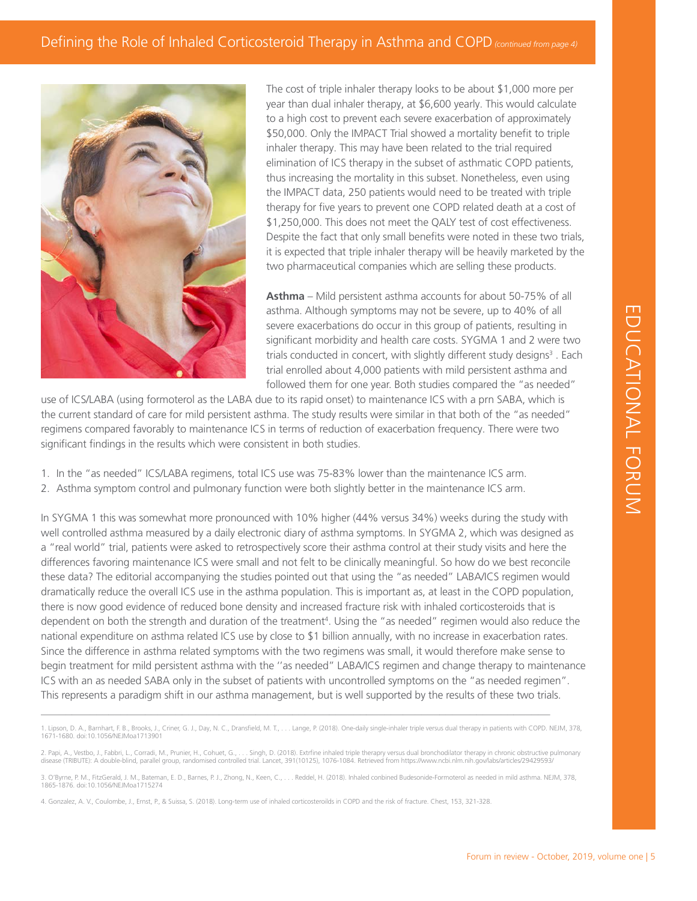The cost of triple inhaler therapy looks to be about $1,000 more per year than dual inhaler therapy, at $6,600 yearly. This would calculate to a high cost to prevent each severe exacerbation of approximately $50,000. Only the IMPACT Trial showed a mortality benefit to triple inhaler therapy. This may have been related to the trial required elimination of ICS therapy in the subset of asthmatic COPD patients, thus increasing the mortality in this subset. Nonetheless, even using the IMPACT data, 250 patients would need to be treated with triple therapy for five years to prevent one COPD related death at a cost of $1,250,000. This does not meet the QALY test of cost effectiveness. Despite the fact that only small benefits were noted in these two trials, it is expected that triple inhaler therapy will be heavily marketed by the two pharmaceutical companies which are selling these products.

**Asthma** – Mild persistent asthma accounts for about 50-75% of all asthma. Although symptoms may not be severe, up to 40% of all severe exacerbations do occur in this group of patients, resulting in significant morbidity and health care costs. SYGMA 1 and 2 were two trials conducted in concert, with slightly different study designs[3] . Each trial enrolled about 4,000 patients with mild persistent asthma and followed them for one year. Both studies compared the "as needed" use of ICS/LABA (using formoterol as the LABA due to its rapid onset) to maintenance ICS with a prn SABA, which is the current standard of care for mild persistent asthma. The study results were similar in that both of the "as needed" regimens compared favorably to maintenance ICS in terms of reduction of exacerbation frequency. There were two significant findings in the results which were consistent in both studies.

1. In the "as needed" ICS/LABA regimens, total ICS use was 75-83% lower than the maintenance ICS arm.
2. Asthma symptom control and pulmonary function were both slightly better in the maintenance ICS arm.

In SYGMA 1 this was somewhat more pronounced with 10% higher (44% versus 34%) weeks during the study with well controlled asthma measured by a daily electronic diary of asthma symptoms. In SYGMA 2, which was designed as a "real world" trial, patients were asked to retrospectively score their asthma control at their study visits and here the differences favoring maintenance ICS were small and not felt to be clinically meaningful. So how do we best reconcile these data? The editorial accompanying the studies pointed out that using the "as needed" LABA/ICS regimen would dramatically reduce the overall ICS use in the asthma population. This is important as, at least in the COPD population, there is now good evidence of reduced bone density and increased fracture risk with inhaled corticosteroids that is dependent on both the strength and duration of the treatment[4]. Using the "as needed" regimen would also reduce the national expenditure on asthma related ICS use by close to $1 billion annually, with no increase in exacerbation rates. Since the difference in asthma related symptoms with the two regimens was small, it would therefore make sense to begin treatment for mild persistent asthma with the ''as needed" LABA/ICS regimen and change therapy to maintenance ICS with an as needed SABA only in the subset of patients with uncontrolled symptoms on the "as needed regimen". This represents a paradigm shift in our asthma management, but is well supported by the results of these two trials.

---

1. Lipson, D. A., Barnhart, F. B., Brooks, J., Criner, G. J., Day, N. C., Dransfield, M. T., . . . Lange, P. (2018). One-daily single-inhaler triple versus dual therapy in patients with COPD. NEJM, 378, 1671-1680. doi:10.1056/NEJMoa1713901

2. Papi, A., Vestbo, J., Fabbri, L., Corradi, M., Prunier, H., Cohuet, G., . . . Singh, D. (2018). Extrfine inhaled triple therapy versus dual bronchodilator therapy in chronic obstructive pulmonary disease (TRIBUTE): A double-blind, parallel group, randomised controlled trial. Lancet, 391(10125), 1076-1084. Retrieved from https://www.ncbi.nlm.nih.gov/labs/articles/29429593/

3. O'Byrne, P. M., FitzGerald, J. M., Bateman, E. D., Barnes, P. J., Zhong, N., Keen, C., . . . Reddel, H. (2018). Inhaled conbined Budesonide-Formoterol as needed in mild asthma. NEJM, 378, 1865-1876. doi:10.1056/NEJMoa1715274

4. Gonzalez, A. V., Coulombe, J., Ernst, P., & Suissa, S. (2018). Long-term use of inhaled corticosteroilds in COPD and the risk of fracture. Chest, 153, 321-328.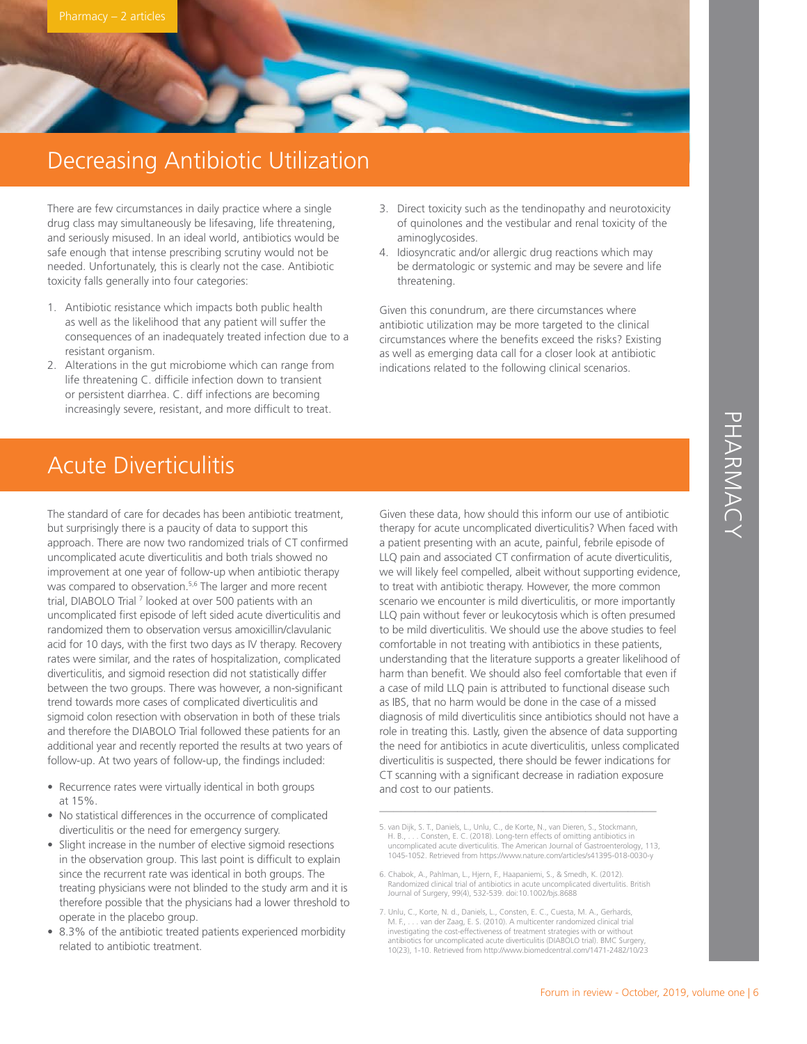# Decreasing Antibiotic Utilization

There are few circumstances in daily practice where a single drug class may simultaneously be lifesaving, life threatening, and seriously misused. In an ideal world, antibiotics would be safe enough that intense prescribing scrutiny would not be needed. Unfortunately, this is clearly not the case. Antibiotic toxicity falls generally into four categories:

1. Antibiotic resistance which impacts both public health as well as the likelihood that any patient will suffer the consequences of an inadequately treated infection due to a resistant organism.
2. Alterations in the gut microbiome which can range from life threatening C. difficile infection down to transient or persistent diarrhea. C. diff infections are becoming increasingly severe, resistant, and more difficult to treat.
3. Direct toxicity such as the tendinopathy and neurotoxicity of quinolones and the vestibular and renal toxicity of the aminoglycosides.
4. Idiosyncratic and/or allergic drug reactions which may be dermatologic or systemic and may be severe and life threatening.

Given this conundrum, are there circumstances where antibiotic utilization may be more targeted to the clinical circumstances where the benefits exceed the risks? Existing as well as emerging data call for a closer look at antibiotic indications related to the following clinical scenarios.

## Acute Diverticulitis

The standard of care for decades has been antibiotic treatment, but surprisingly there is a paucity of data to support this approach. There are now two randomized trials of CT confirmed uncomplicated acute diverticulitis and both trials showed no improvement at one year of follow-up when antibiotic therapy was compared to observation.[5,6] The larger and more recent trial, DIABOLO Trial [7] looked at over 500 patients with an uncomplicated first episode of left sided acute diverticulitis and randomized them to observation versus amoxicillin/clavulanic acid for 10 days, with the first two days as IV therapy. Recovery rates were similar, and the rates of hospitalization, complicated diverticulitis, and sigmoid resection did not statistically differ between the two groups. There was however, a non-significant trend towards more cases of complicated diverticulitis and sigmoid colon resection with observation in both of these trials and therefore the DIABOLO Trial followed these patients for an additional year and recently reported the results at two years of follow-up. At two years of follow-up, the findings included:

- Recurrence rates were virtually identical in both groups at 15%.
- No statistical differences in the occurrence of complicated diverticulitis or the need for emergency surgery.
- Slight increase in the number of elective sigmoid resections in the observation group. This last point is difficult to explain since the recurrent rate was identical in both groups. The treating physicians were not blinded to the study arm and it is therefore possible that the physicians had a lower threshold to operate in the placebo group.
- 8.3% of the antibiotic treated patients experienced morbidity related to antibiotic treatment.

Given these data, how should this inform our use of antibiotic therapy for acute uncomplicated diverticulitis? When faced with a patient presenting with an acute, painful, febrile episode of LLQ pain and associated CT confirmation of acute diverticulitis, we will likely feel compelled, albeit without supporting evidence, to treat with antibiotic therapy. However, the more common scenario we encounter is mild diverticulitis, or more importantly LLQ pain without fever or leukocytosis which is often presumed to be mild diverticulitis. We should use the above studies to feel comfortable in not treating with antibiotics in these patients, understanding that the literature supports a greater likelihood of harm than benefit. We should also feel comfortable that even if a case of mild LLQ pain is attributed to functional disease such as IBS, that no harm would be done in the case of a missed diagnosis of mild diverticulitis since antibiotics should not have a role in treating this. Lastly, given the absence of data supporting the need for antibiotics in acute diverticulitis, unless complicated diverticulitis is suspected, there should be fewer indications for CT scanning with a significant decrease in radiation exposure and cost to our patients.

---

5. van Dijk, S. T., Daniels, L., Unlu, C., de Korte, N., van Dieren, S., Stockmann, H. B., . . . Consten, E. C. (2018). Long-tern effects of omitting antibiotics in uncomplicated acute diverticulitis. The American Journal of Gastroenterology, 113, 1045-1052. Retrieved from https://www.nature.com/articles/s41395-018-0030-y

6. Chabok, A., Pahlman, L., Hjern, F., Haapaniemi, S., & Smedh, K. (2012). Randomized clinical trial of antibiotics in acute uncomplicated divertulitis. British Journal of Surgery, 99(4), 532-539. doi:10.1002/bjs.8688

7. Unlu, C., Korte, N. d., Daniels, L., Consten, E. C., Cuesta, M. A., Gerhards, M. F., . . . van der Zaag, E. S. (2010). A multicenter randomized clinical trial investigating the cost-effectiveness of treatment strategies with or without antibiotics for uncomplicated acute diverticulitis (DIABOLO trial). BMC Surgery, 10(23), 1-10. Retrieved from http://www.biomedcentral.com/1471-2482/10/23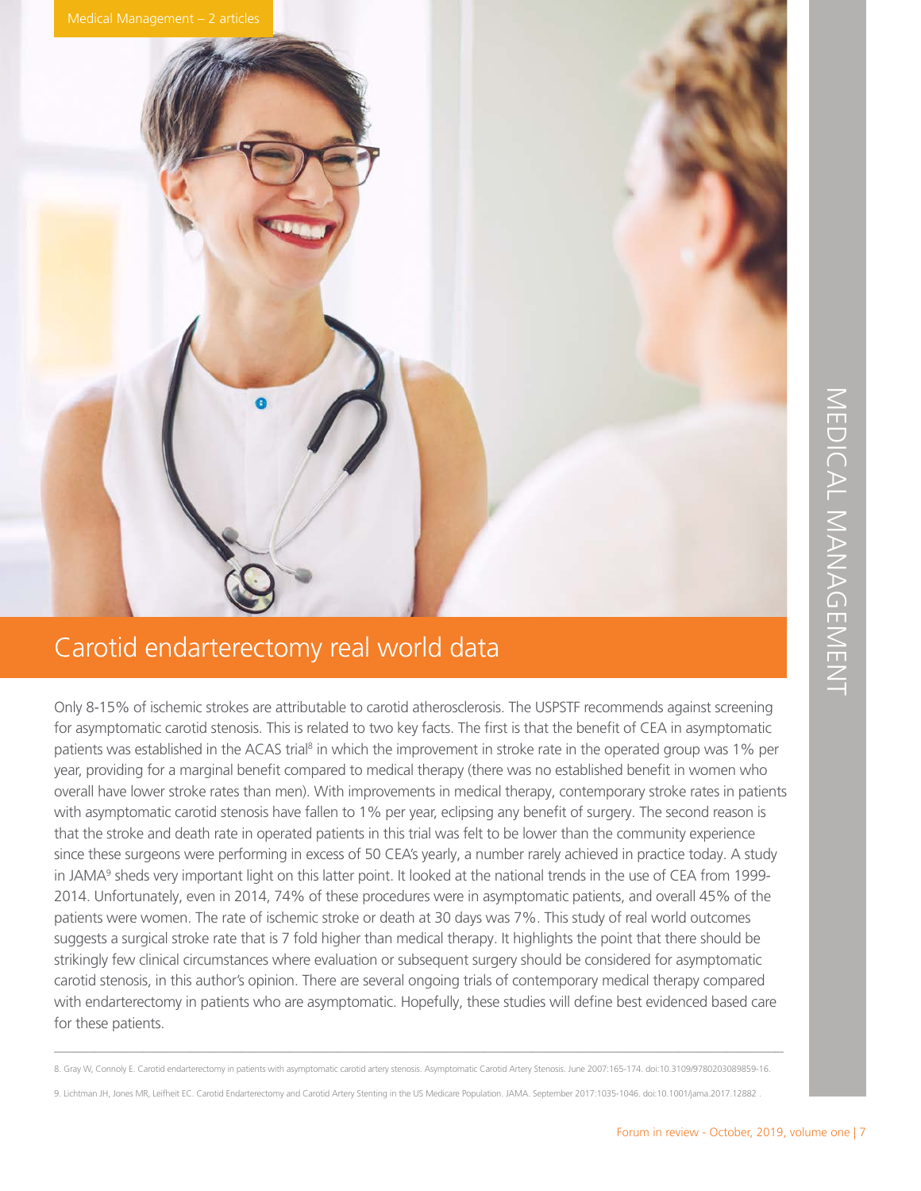Medical Management – 2 articles

# Carotid endarterectomy real world data

Only 8-15% of ischemic strokes are attributable to carotid atherosclerosis. The USPSTF recommends against screening for asymptomatic carotid stenosis. This is related to two key facts. The first is that the benefit of CEA in asymptomatic patients was established in the ACAS trial[8] in which the improvement in stroke rate in the operated group was 1% per year, providing for a marginal benefit compared to medical therapy (there was no established benefit in women who overall have lower stroke rates than men). With improvements in medical therapy, contemporary stroke rates in patients with asymptomatic carotid stenosis have fallen to 1% per year, eclipsing any benefit of surgery. The second reason is that the stroke and death rate in operated patients in this trial was felt to be lower than the community experience since these surgeons were performing in excess of 50 CEA's yearly, a number rarely achieved in practice today. A study in JAMA[9] sheds very important light on this latter point. It looked at the national trends in the use of CEA from 1999-2014. Unfortunately, even in 2014, 74% of these procedures were in asymptomatic patients, and overall 45% of the patients were women. The rate of ischemic stroke or death at 30 days was 7%. This study of real world outcomes suggests a surgical stroke rate that is 7 fold higher than medical therapy. It highlights the point that there should be strikingly few clinical circumstances where evaluation or subsequent surgery should be considered for asymptomatic carotid stenosis, in this author's opinion. There are several ongoing trials of contemporary medical therapy compared with endarterectomy in patients who are asymptomatic. Hopefully, these studies will define best evidenced based care for these patients.

---

8. Gray W, Connoly E. Carotid endarterectomy in patients with asymptomatic carotid artery stenosis. Asymptomatic Carotid Artery Stenosis. June 2007:165-174. doi:10.3109/9780203089859-16.

9. Lichtman JH, Jones MR, Leifheit EC. Carotid Endarterectomy and Carotid Artery Stenting in the US Medicare Population. JAMA. September 2017:1035-1046. doi:10.1001/jama.2017.12882 .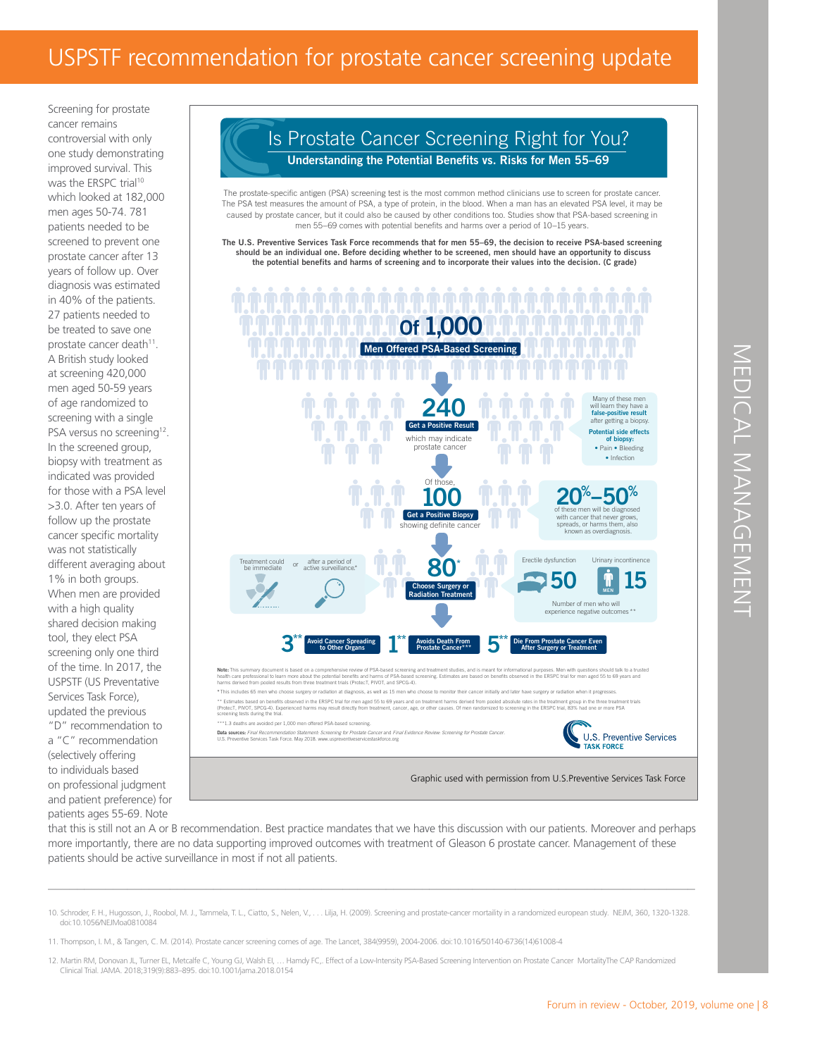# USPSTF recommendation for prostate cancer screening update

Screening for prostate cancer remains controversial with only one study demonstrating improved survival. This was the ERSPC trial[10] which looked at 182,000 men ages 50-74. 781 patients needed to be screened to prevent one prostate cancer after 13 years of follow up. Over diagnosis was estimated in 40% of the patients. 27 patients needed to be treated to save one prostate cancer death[11]. A British study looked at screening 420,000 men aged 50-59 years of age randomized to screening with a single PSA versus no screening[12]. In the screened group, biopsy with treatment as indicated was provided for those with a PSA level >3.0. After ten years of follow up the prostate cancer specific mortality was not statistically different averaging about 1% in both groups. When men are provided with a high quality shared decision making tool, they elect PSA screening only one third of the time. In 2017, the USPSTF (US Preventative Services Task Force), updated the previous "D" recommendation to a "C" recommendation (selectively offering to individuals based on professional judgment and patient preference) for patients ages 55-69. Note that this is still not an A or B recommendation. Best practice mandates that we have this discussion with our patients. Moreover and perhaps more importantly, there are no data supporting improved outcomes with treatment of Gleason 6 prostate cancer. Management of these patients should be active surveillance in most if not all patients.

## Is Prostate Cancer Screening Right for You?

**Understanding the Potential Benefits vs. Risks for Men 55–69**

The prostate-specific antigen (PSA) screening test is the most common method clinicians use to screen for prostate cancer. The PSA test measures the amount of PSA, a type of protein, in the blood. When a man has an elevated PSA level, it may be caused by prostate cancer, but it could also be caused by other conditions too. Studies show that PSA-based screening in men 55–69 comes with potential benefits and harms over a period of 10–15 years.

**The U.S. Preventive Services Task Force recommends that for men 55–69, the decision to receive PSA-based screening should be an individual one. Before deciding whether to be screened, men should have an opportunity to discuss the potential benefits and harms of screening and to incorporate their values into the decision. (C grade)**

**Of 1,000** Men Offered PSA-Based Screening

**240** Get a Positive Result which may indicate prostate cancer

Many of these men will learn they have a **false-positive result** after getting a biopsy.

**Potential side effects of biopsy:**
- Pain
- Bleeding
- Infection

Of those, **100** Get a Positive Biopsy showing definite cancer

**20%–50%** of these men will be diagnosed with cancer that never grows, spreads, or harms them, also known as overdiagnosis.

Treatment could be immediate or after a period of active surveillance.*

**80*** Choose Surgery or Radiation Treatment

Erectile dysfunction **50** — Urinary incontinence **15**

Number of men who will experience negative outcomes **

**3**** Avoid Cancer Spreading to Other Organs

**1**** Avoids Death From Prostate Cancer***

**5**** Die From Prostate Cancer Even After Surgery or Treatment

**Note:** This summary document is based on a comprehensive review of PSA-based screening and treatment studies, and is meant for informational purposes. Men with questions should talk to a trusted health care professional to learn more about the potential benefits and harms of PSA-based screening. Estimates are based on benefits observed in the ERSPC trial for men aged 55 to 69 years and harms derived from pooled results from three treatment trials (ProtecT, PIVOT, and SPCG-4).

*This includes 65 men who choose surgery or radiation at diagnosis, as well as 15 men who choose to monitor their cancer initially and later have surgery or radiation when it progresses.

** Estimates based on benefits observed in the ERSPC trial for men aged 55 to 69 years and on treatment harms derived from pooled absolute rates in the treatment group in the three treatment trials (ProtecT, PIVOT, SPCG-4). Experienced harms may result directly from treatment, cancer, age, or other causes. Of men randomized to screening in the ERSPC trial, 83% had one or more PSA screening tests during the trial.

***1.3 deaths are avoided per 1,000 men offered PSA-based screening.

**Data sources:** *Final Recommendation Statement: Screening for Prostate Cancer* and *Final Evidence Review: Screening for Prostate Cancer*. U.S. Preventive Services Task Force. May 2018. www.uspreventiveservicestaskforce.org

U.S. Preventive Services TASK FORCE

Graphic used with permission from U.S.Preventive Services Task Force

---

10. Schroder, F. H., Hugosson, J., Roobol, M. J., Tammela, T. L., Ciatto, S., Nelen, V., . . . Lilja, H. (2009). Screening and prostate-cancer mortality in a randomized european study. NEJM, 360, 1320-1328. doi:10.1056/NEJMoa0810084

11. Thompson, I. M., & Tangen, C. M. (2014). Prostate cancer screening comes of age. The Lancet, 384(9959), 2004-2006. doi:10.1016/S0140-6736(14)61008-4

12. Martin RM, Donovan JL, Turner EL, Metcalfe C, Young GJ, Walsh EI, … Hamdy FC,. Effect of a Low-Intensity PSA-Based Screening Intervention on Prostate Cancer MortalityThe CAP Randomized Clinical Trial. JAMA. 2018;319(9):883–895. doi:10.1001/jama.2018.0154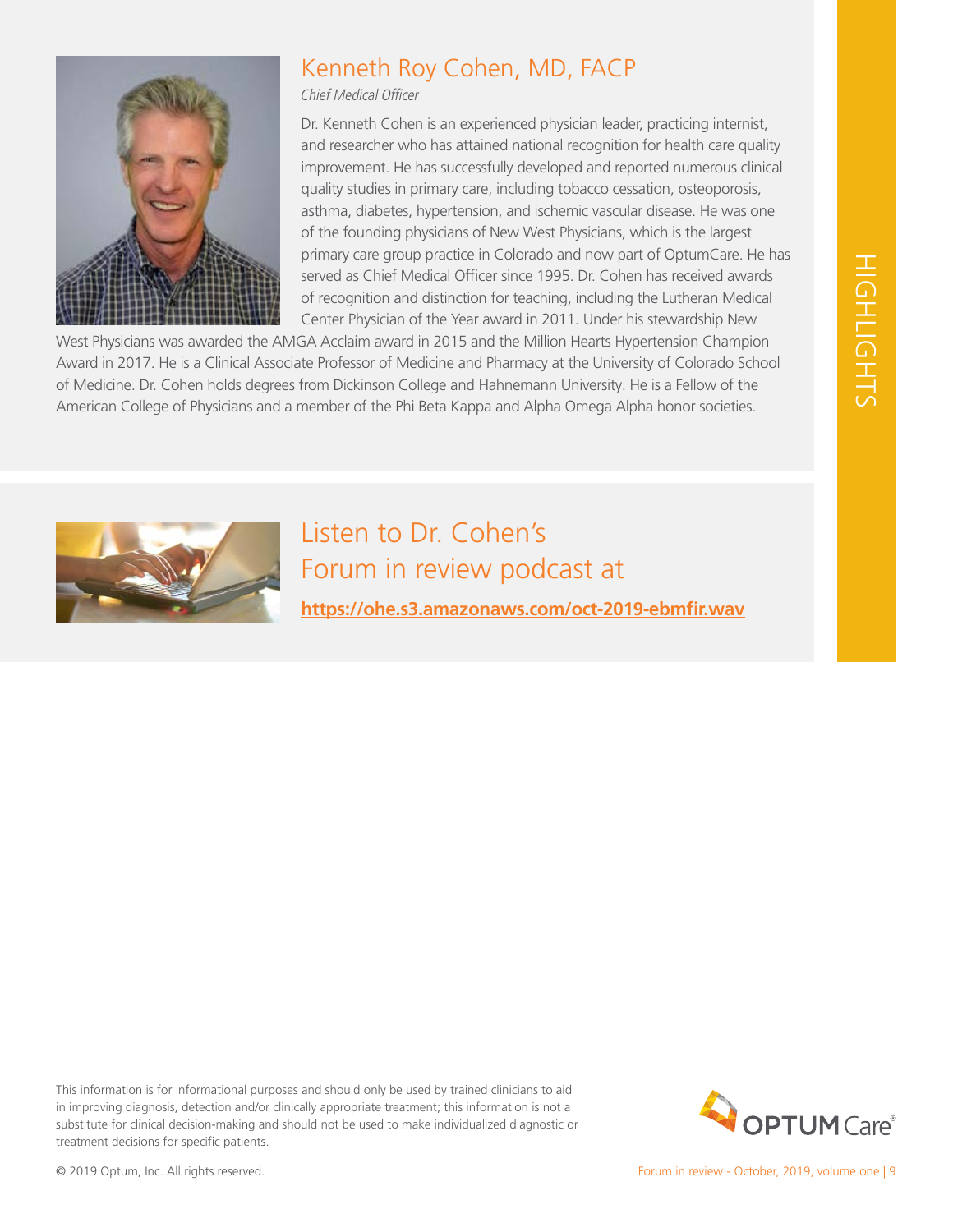## Kenneth Roy Cohen, MD, FACP

*Chief Medical Officer*

Dr. Kenneth Cohen is an experienced physician leader, practicing internist, and researcher who has attained national recognition for health care quality improvement. He has successfully developed and reported numerous clinical quality studies in primary care, including tobacco cessation, osteoporosis, asthma, diabetes, hypertension, and ischemic vascular disease. He was one of the founding physicians of New West Physicians, which is the largest primary care group practice in Colorado and now part of OptumCare. He has served as Chief Medical Officer since 1995. Dr. Cohen has received awards of recognition and distinction for teaching, including the Lutheran Medical Center Physician of the Year award in 2011. Under his stewardship New West Physicians was awarded the AMGA Acclaim award in 2015 and the Million Hearts Hypertension Champion Award in 2017. He is a Clinical Associate Professor of Medicine and Pharmacy at the University of Colorado School of Medicine. Dr. Cohen holds degrees from Dickinson College and Hahnemann University. He is a Fellow of the American College of Physicians and a member of the Phi Beta Kappa and Alpha Omega Alpha honor societies.

## Listen to Dr. Cohen's Forum in review podcast at

**https://ohe.s3.amazonaws.com/oct-2019-ebmfir.wav**

HIGHLIGHTS

This information is for informational purposes and should only be used by trained clinicians to aid in improving diagnosis, detection and/or clinically appropriate treatment; this information is not a substitute for clinical decision-making and should not be used to make individualized diagnostic or treatment decisions for specific patients.

© 2019 Optum, Inc. All rights reserved.